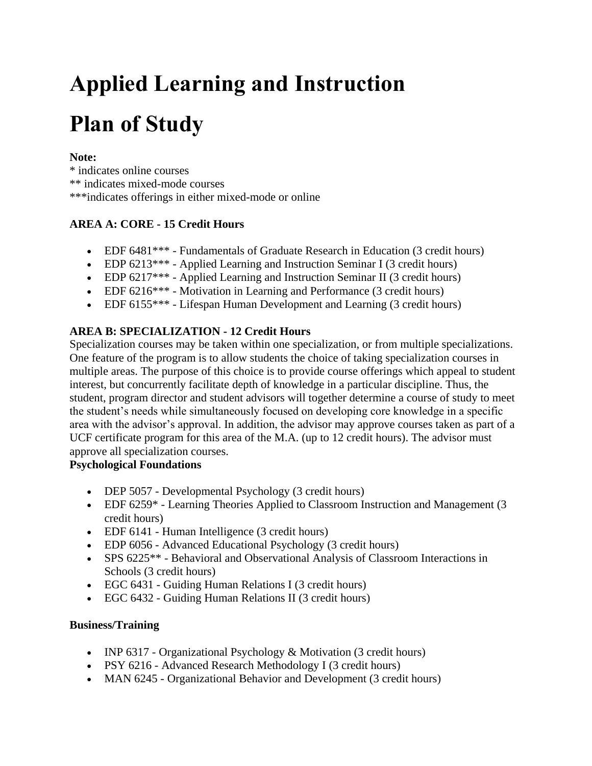# Applied Learning and Instruction

# Plan of Study

**Note:**
* indicates online courses
** indicates mixed-mode courses
***indicates offerings in either mixed-mode or online

**AREA A: CORE - 15 Credit Hours**

- EDF 6481*** - Fundamentals of Graduate Research in Education (3 credit hours)
- EDP 6213*** - Applied Learning and Instruction Seminar I (3 credit hours)
- EDP 6217*** - Applied Learning and Instruction Seminar II (3 credit hours)
- EDF 6216*** - Motivation in Learning and Performance (3 credit hours)
- EDF 6155*** - Lifespan Human Development and Learning (3 credit hours)

**AREA B: SPECIALIZATION - 12 Credit Hours**

Specialization courses may be taken within one specialization, or from multiple specializations. One feature of the program is to allow students the choice of taking specialization courses in multiple areas. The purpose of this choice is to provide course offerings which appeal to student interest, but concurrently facilitate depth of knowledge in a particular discipline. Thus, the student, program director and student advisors will together determine a course of study to meet the student's needs while simultaneously focused on developing core knowledge in a specific area with the advisor's approval. In addition, the advisor may approve courses taken as part of a UCF certificate program for this area of the M.A. (up to 12 credit hours). The advisor must approve all specialization courses.

**Psychological Foundations**

- DEP 5057 - Developmental Psychology (3 credit hours)
- EDF 6259* - Learning Theories Applied to Classroom Instruction and Management (3 credit hours)
- EDF 6141 - Human Intelligence (3 credit hours)
- EDP 6056 - Advanced Educational Psychology (3 credit hours)
- SPS 6225** - Behavioral and Observational Analysis of Classroom Interactions in Schools (3 credit hours)
- EGC 6431 - Guiding Human Relations I (3 credit hours)
- EGC 6432 - Guiding Human Relations II (3 credit hours)

**Business/Training**

- INP 6317 - Organizational Psychology & Motivation (3 credit hours)
- PSY 6216 - Advanced Research Methodology I (3 credit hours)
- MAN 6245 - Organizational Behavior and Development (3 credit hours)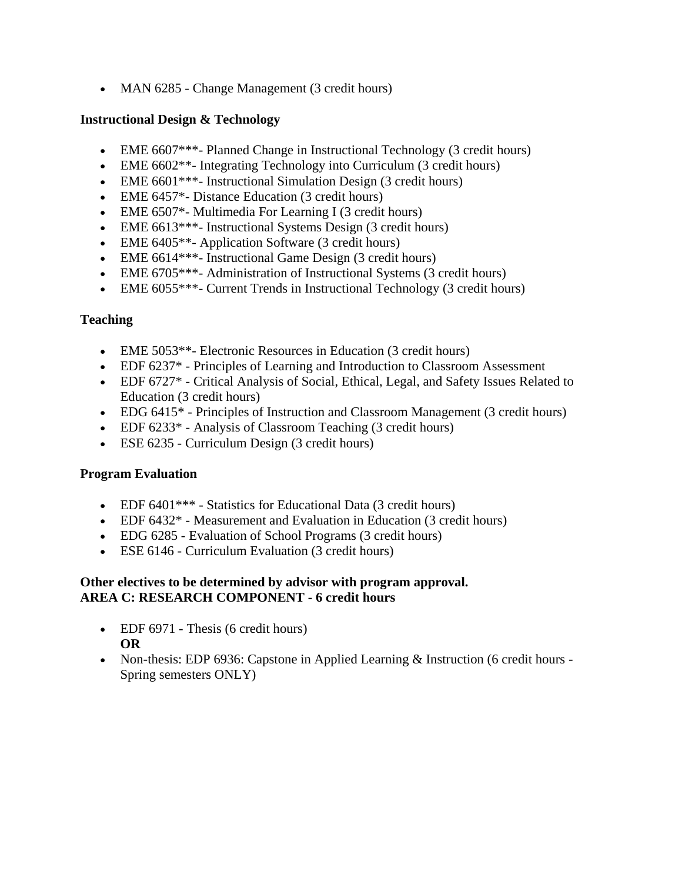- MAN 6285 - Change Management (3 credit hours)

**Instructional Design & Technology**

- EME 6607***- Planned Change in Instructional Technology (3 credit hours)
- EME 6602**- Integrating Technology into Curriculum (3 credit hours)
- EME 6601***- Instructional Simulation Design (3 credit hours)
- EME 6457*- Distance Education (3 credit hours)
- EME 6507*- Multimedia For Learning I (3 credit hours)
- EME 6613***- Instructional Systems Design (3 credit hours)
- EME 6405**- Application Software (3 credit hours)
- EME 6614***- Instructional Game Design (3 credit hours)
- EME 6705***- Administration of Instructional Systems (3 credit hours)
- EME 6055***- Current Trends in Instructional Technology (3 credit hours)

**Teaching**

- EME 5053**- Electronic Resources in Education (3 credit hours)
- EDF 6237* - Principles of Learning and Introduction to Classroom Assessment
- EDF 6727* - Critical Analysis of Social, Ethical, Legal, and Safety Issues Related to Education (3 credit hours)
- EDG 6415* - Principles of Instruction and Classroom Management (3 credit hours)
- EDF 6233* - Analysis of Classroom Teaching (3 credit hours)
- ESE 6235 - Curriculum Design (3 credit hours)

**Program Evaluation**

- EDF 6401*** - Statistics for Educational Data (3 credit hours)
- EDF 6432* - Measurement and Evaluation in Education (3 credit hours)
- EDG 6285 - Evaluation of School Programs (3 credit hours)
- ESE 6146 - Curriculum Evaluation (3 credit hours)

**Other electives to be determined by advisor with program approval.**
**AREA C: RESEARCH COMPONENT - 6 credit hours**

- EDF 6971 - Thesis (6 credit hours)
  **OR**
- Non-thesis: EDP 6936: Capstone in Applied Learning & Instruction (6 credit hours - Spring semesters ONLY)